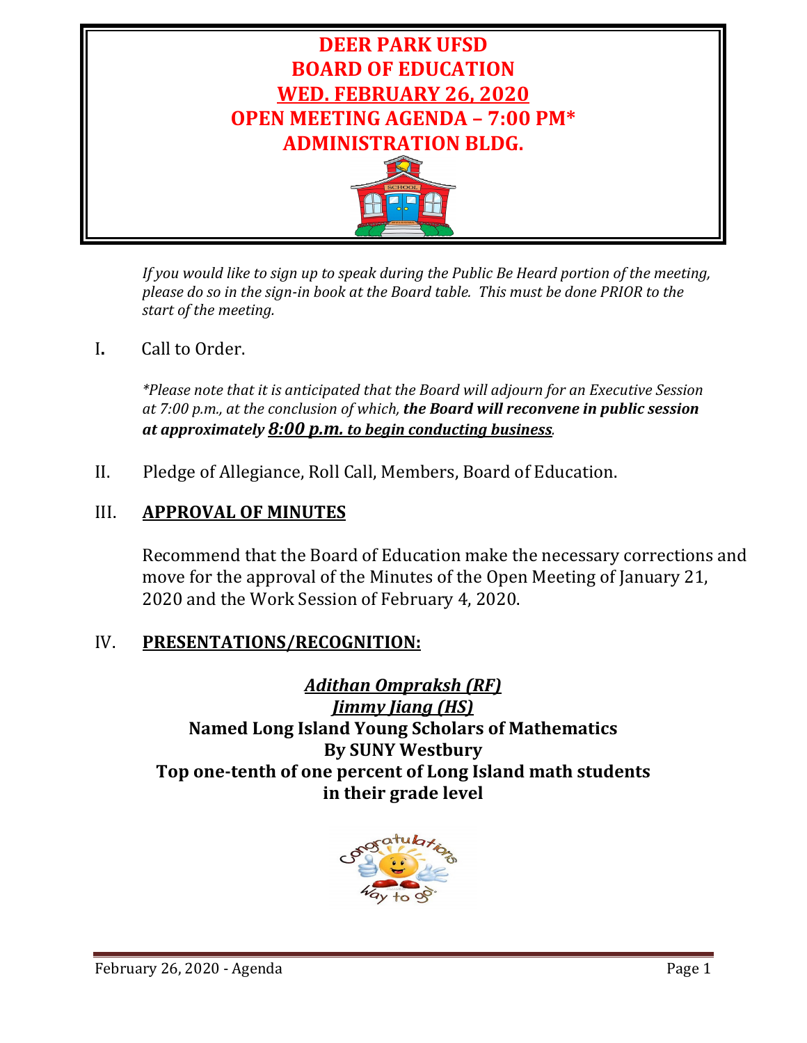# DEER PARK UFSD
# BOARD OF EDUCATION
# WED. FEBRUARY 26, 2020
# OPEN MEETING AGENDA – 7:00 PM*
# ADMINISTRATION BLDG.

*If you would like to sign up to speak during the Public Be Heard portion of the meeting, please do so in the sign-in book at the Board table. This must be done PRIOR to the start of the meeting.*

I. Call to Order.

*\*Please note that it is anticipated that the Board will adjourn for an Executive Session at 7:00 p.m., at the conclusion of which,* ***the Board will reconvene in public session at approximately 8:00 p.m. to begin conducting business****.*

II. Pledge of Allegiance, Roll Call, Members, Board of Education.

## III. APPROVAL OF MINUTES

Recommend that the Board of Education make the necessary corrections and move for the approval of the Minutes of the Open Meeting of January 21, 2020 and the Work Session of February 4, 2020.

## IV. PRESENTATIONS/RECOGNITION:

***Adithan Ompraksh (RF)***
***Jimmy Jiang (HS)***
**Named Long Island Young Scholars of Mathematics**
**By SUNY Westbury**
**Top one-tenth of one percent of Long Island math students in their grade level**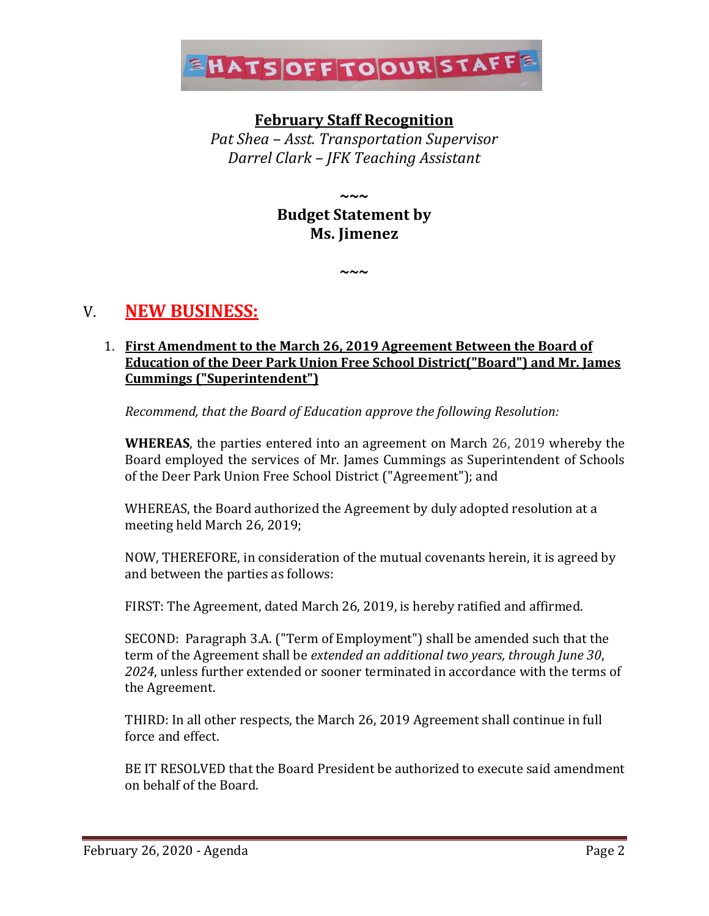HATS OFF TO OUR STAFF

**February Staff Recognition**

*Pat Shea – Asst. Transportation Supervisor*
*Darrel Clark – JFK Teaching Assistant*

~~~

**Budget Statement by**
**Ms. Jimenez**

~~~

## V. NEW BUSINESS:

1. **First Amendment to the March 26, 2019 Agreement Between the Board of Education of the Deer Park Union Free School District("Board") and Mr. James Cummings ("Superintendent")**

   *Recommend, that the Board of Education approve the following Resolution:*

   **WHEREAS**, the parties entered into an agreement on March 26, 2019 whereby the Board employed the services of Mr. James Cummings as Superintendent of Schools of the Deer Park Union Free School District ("Agreement"); and

   WHEREAS, the Board authorized the Agreement by duly adopted resolution at a meeting held March 26, 2019;

   NOW, THEREFORE, in consideration of the mutual covenants herein, it is agreed by and between the parties as follows:

   FIRST: The Agreement, dated March 26, 2019, is hereby ratified and affirmed.

   SECOND: Paragraph 3.A. ("Term of Employment") shall be amended such that the term of the Agreement shall be *extended an additional two years, through June 30, 2024*, unless further extended or sooner terminated in accordance with the terms of the Agreement.

   THIRD: In all other respects, the March 26, 2019 Agreement shall continue in full force and effect.

   BE IT RESOLVED that the Board President be authorized to execute said amendment on behalf of the Board.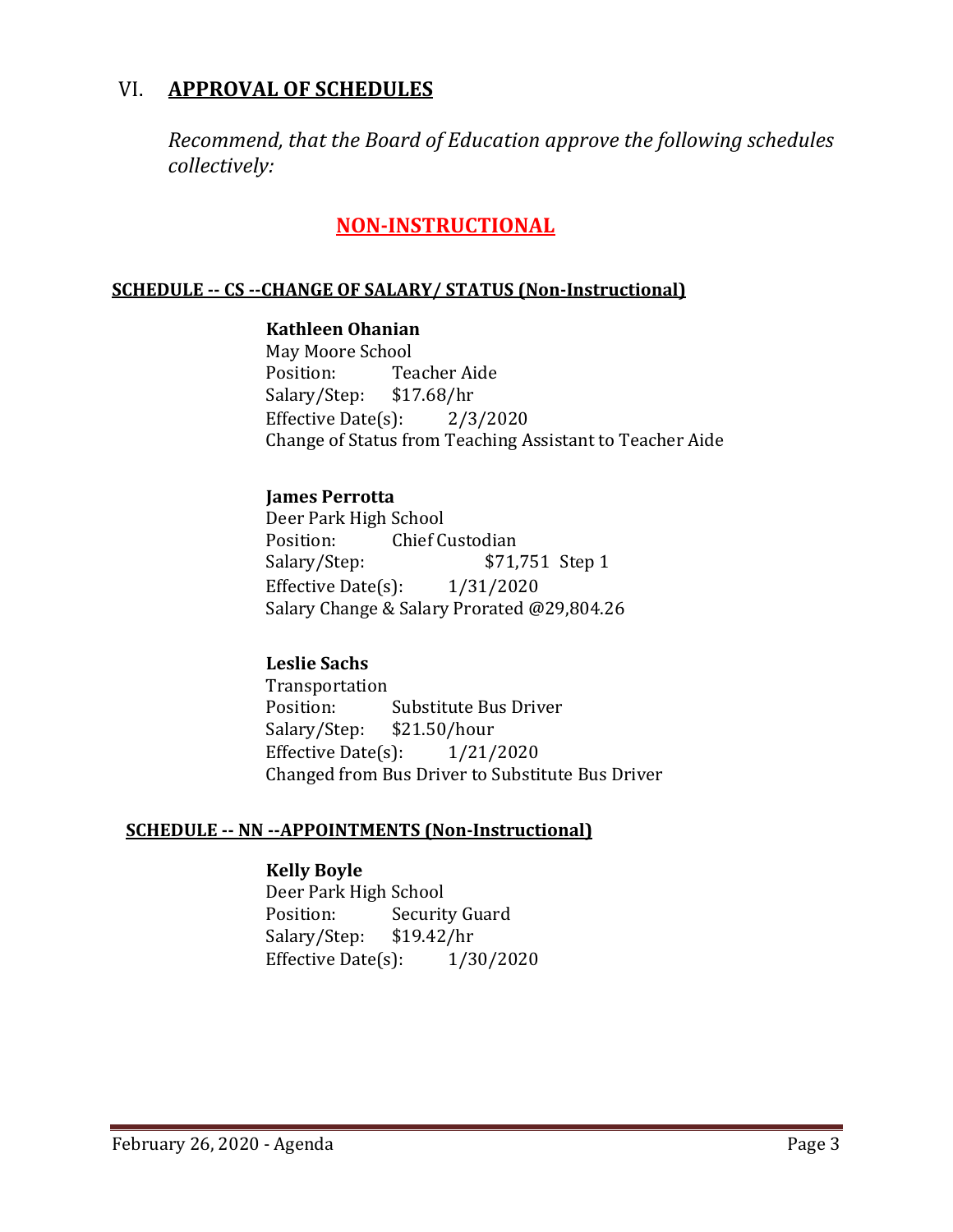## VI. APPROVAL OF SCHEDULES

*Recommend, that the Board of Education approve the following schedules collectively:*

### NON-INSTRUCTIONAL

#### SCHEDULE -- CS --CHANGE OF SALARY/ STATUS (Non-Instructional)

**Kathleen Ohanian**
May Moore School
Position: Teacher Aide
Salary/Step: $17.68/hr
Effective Date(s): 2/3/2020
Change of Status from Teaching Assistant to Teacher Aide

**James Perrotta**
Deer Park High School
Position: Chief Custodian
Salary/Step: $71,751 Step 1
Effective Date(s): 1/31/2020
Salary Change & Salary Prorated @29,804.26

**Leslie Sachs**
Transportation
Position: Substitute Bus Driver
Salary/Step: $21.50/hour
Effective Date(s): 1/21/2020
Changed from Bus Driver to Substitute Bus Driver

#### SCHEDULE -- NN --APPOINTMENTS (Non-Instructional)

**Kelly Boyle**
Deer Park High School
Position: Security Guard
Salary/Step: $19.42/hr
Effective Date(s): 1/30/2020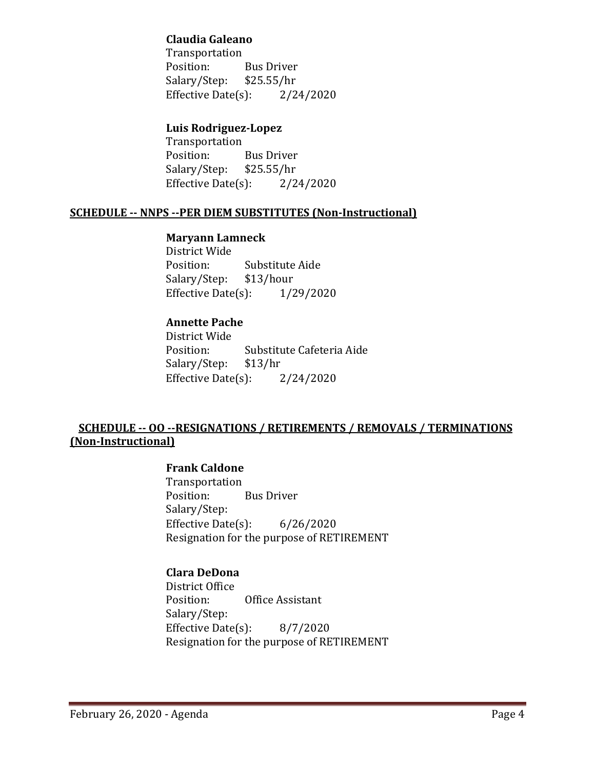**Claudia Galeano**
Transportation
Position: Bus Driver
Salary/Step: $25.55/hr
Effective Date(s): 2/24/2020

**Luis Rodriguez-Lopez**
Transportation
Position: Bus Driver
Salary/Step: $25.55/hr
Effective Date(s): 2/24/2020

## SCHEDULE -- NNPS --PER DIEM SUBSTITUTES (Non-Instructional)

**Maryann Lamneck**
District Wide
Position: Substitute Aide
Salary/Step: $13/hour
Effective Date(s): 1/29/2020

**Annette Pache**
District Wide
Position: Substitute Cafeteria Aide
Salary/Step: $13/hr
Effective Date(s): 2/24/2020

## SCHEDULE -- OO --RESIGNATIONS / RETIREMENTS / REMOVALS / TERMINATIONS (Non-Instructional)

**Frank Caldone**
Transportation
Position: Bus Driver
Salary/Step:
Effective Date(s): 6/26/2020
Resignation for the purpose of RETIREMENT

**Clara DeDona**
District Office
Position: Office Assistant
Salary/Step:
Effective Date(s): 8/7/2020
Resignation for the purpose of RETIREMENT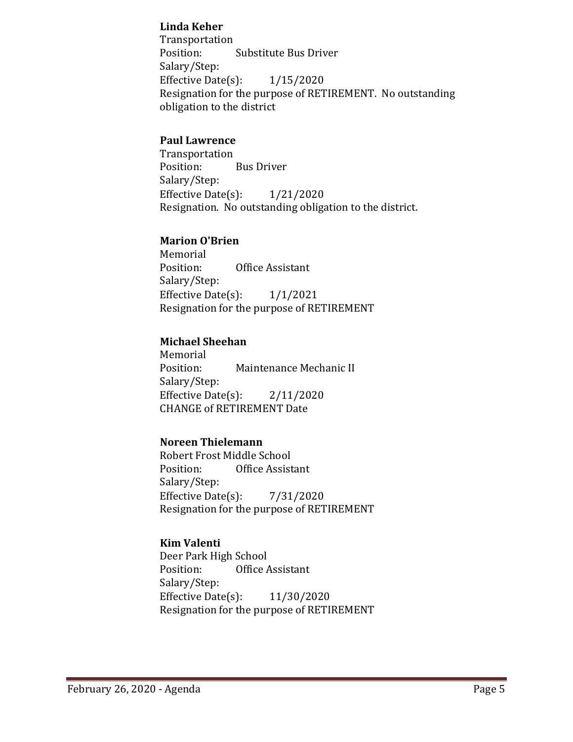**Linda Keher**
Transportation
Position: Substitute Bus Driver
Salary/Step:
Effective Date(s): 1/15/2020
Resignation for the purpose of RETIREMENT. No outstanding obligation to the district

**Paul Lawrence**
Transportation
Position: Bus Driver
Salary/Step:
Effective Date(s): 1/21/2020
Resignation. No outstanding obligation to the district.

**Marion O'Brien**
Memorial
Position: Office Assistant
Salary/Step:
Effective Date(s): 1/1/2021
Resignation for the purpose of RETIREMENT

**Michael Sheehan**
Memorial
Position: Maintenance Mechanic II
Salary/Step:
Effective Date(s): 2/11/2020
CHANGE of RETIREMENT Date

**Noreen Thielemann**
Robert Frost Middle School
Position: Office Assistant
Salary/Step:
Effective Date(s): 7/31/2020
Resignation for the purpose of RETIREMENT

**Kim Valenti**
Deer Park High School
Position: Office Assistant
Salary/Step:
Effective Date(s): 11/30/2020
Resignation for the purpose of RETIREMENT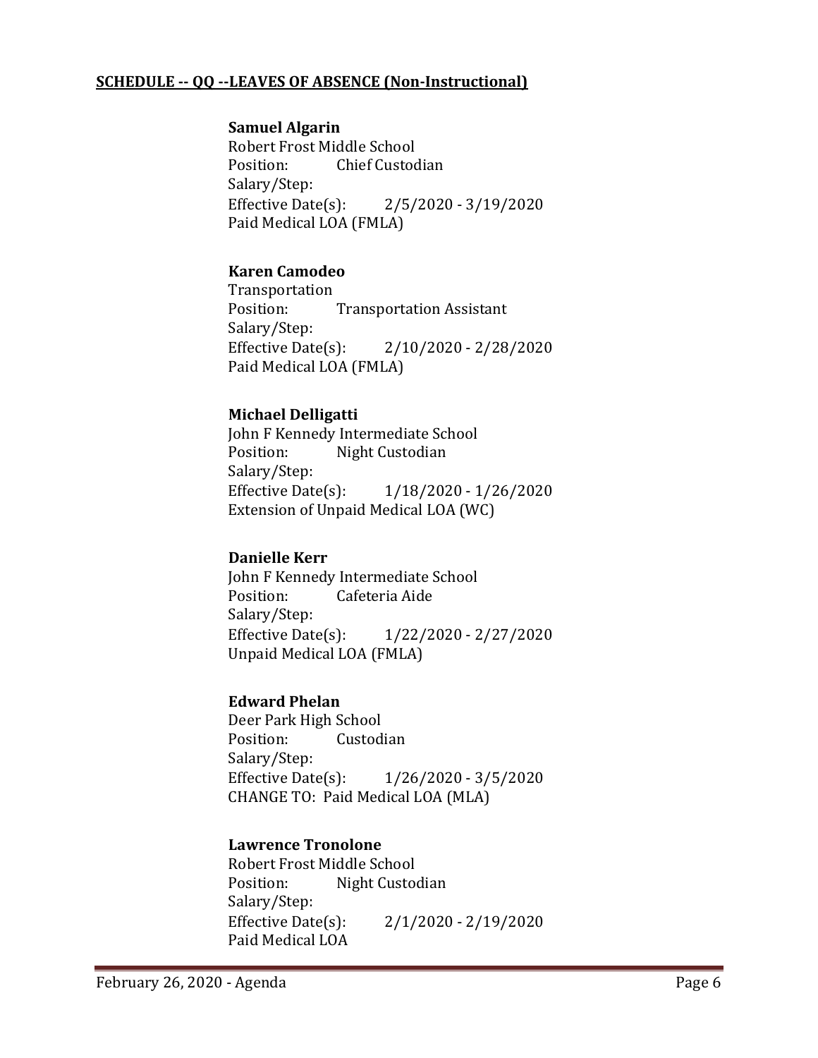**SCHEDULE -- QQ --LEAVES OF ABSENCE (Non-Instructional)**

**Samuel Algarin**
Robert Frost Middle School
Position: Chief Custodian
Salary/Step:
Effective Date(s): 2/5/2020 - 3/19/2020
Paid Medical LOA (FMLA)

**Karen Camodeo**
Transportation
Position: Transportation Assistant
Salary/Step:
Effective Date(s): 2/10/2020 - 2/28/2020
Paid Medical LOA (FMLA)

**Michael Delligatti**
John F Kennedy Intermediate School
Position: Night Custodian
Salary/Step:
Effective Date(s): 1/18/2020 - 1/26/2020
Extension of Unpaid Medical LOA (WC)

**Danielle Kerr**
John F Kennedy Intermediate School
Position: Cafeteria Aide
Salary/Step:
Effective Date(s): 1/22/2020 - 2/27/2020
Unpaid Medical LOA (FMLA)

**Edward Phelan**
Deer Park High School
Position: Custodian
Salary/Step:
Effective Date(s): 1/26/2020 - 3/5/2020
CHANGE TO: Paid Medical LOA (MLA)

**Lawrence Tronolone**
Robert Frost Middle School
Position: Night Custodian
Salary/Step:
Effective Date(s): 2/1/2020 - 2/19/2020
Paid Medical LOA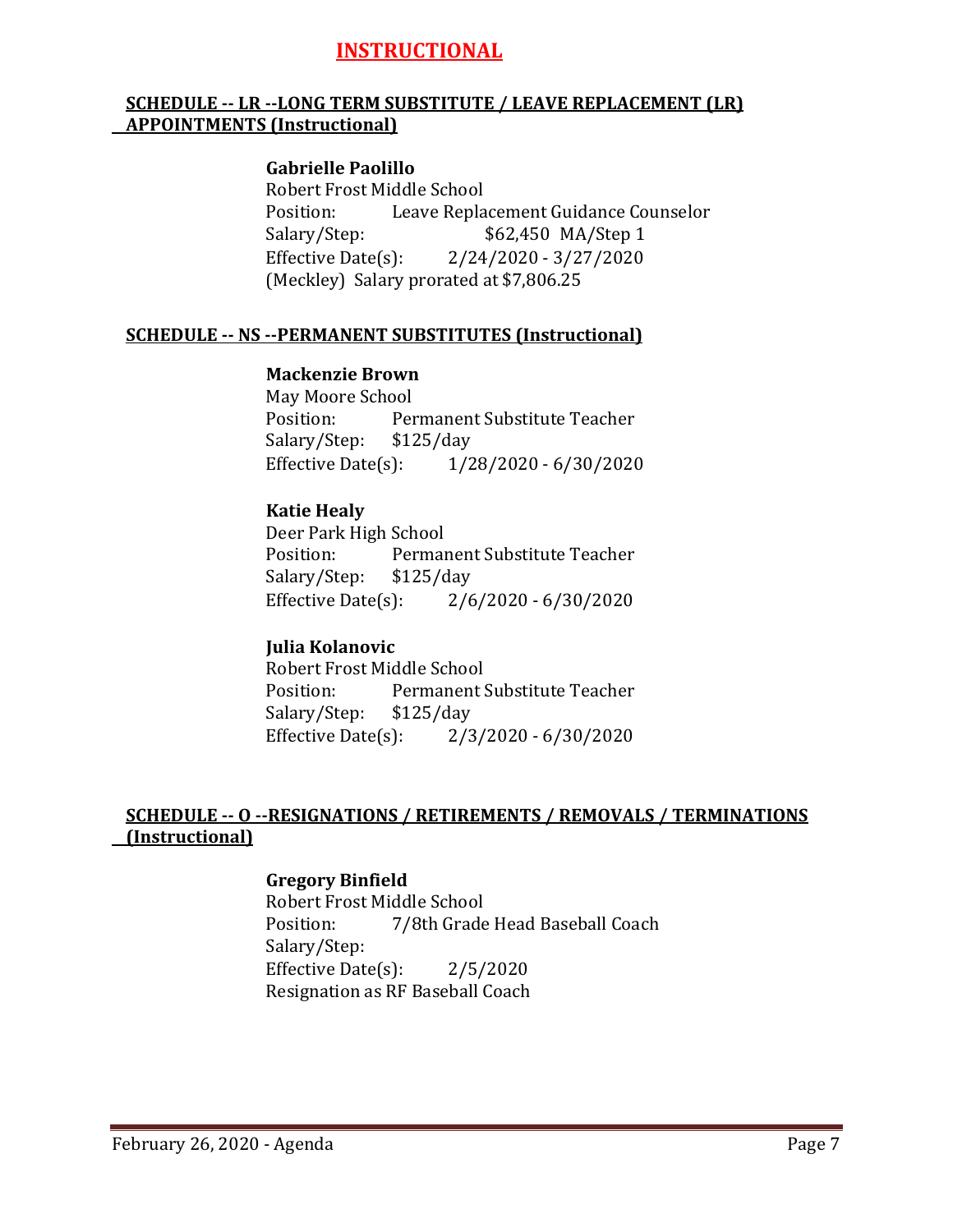# INSTRUCTIONAL

## SCHEDULE -- LR --LONG TERM SUBSTITUTE / LEAVE REPLACEMENT (LR) APPOINTMENTS (Instructional)

**Gabrielle Paolillo**
Robert Frost Middle School
Position: Leave Replacement Guidance Counselor
Salary/Step: $62,450 MA/Step 1
Effective Date(s): 2/24/2020 - 3/27/2020
(Meckley) Salary prorated at $7,806.25

## SCHEDULE -- NS --PERMANENT SUBSTITUTES (Instructional)

**Mackenzie Brown**
May Moore School
Position: Permanent Substitute Teacher
Salary/Step: $125/day
Effective Date(s): 1/28/2020 - 6/30/2020

**Katie Healy**
Deer Park High School
Position: Permanent Substitute Teacher
Salary/Step: $125/day
Effective Date(s): 2/6/2020 - 6/30/2020

**Julia Kolanovic**
Robert Frost Middle School
Position: Permanent Substitute Teacher
Salary/Step: $125/day
Effective Date(s): 2/3/2020 - 6/30/2020

## SCHEDULE -- O --RESIGNATIONS / RETIREMENTS / REMOVALS / TERMINATIONS (Instructional)

**Gregory Binfield**
Robert Frost Middle School
Position: 7/8th Grade Head Baseball Coach
Salary/Step:
Effective Date(s): 2/5/2020
Resignation as RF Baseball Coach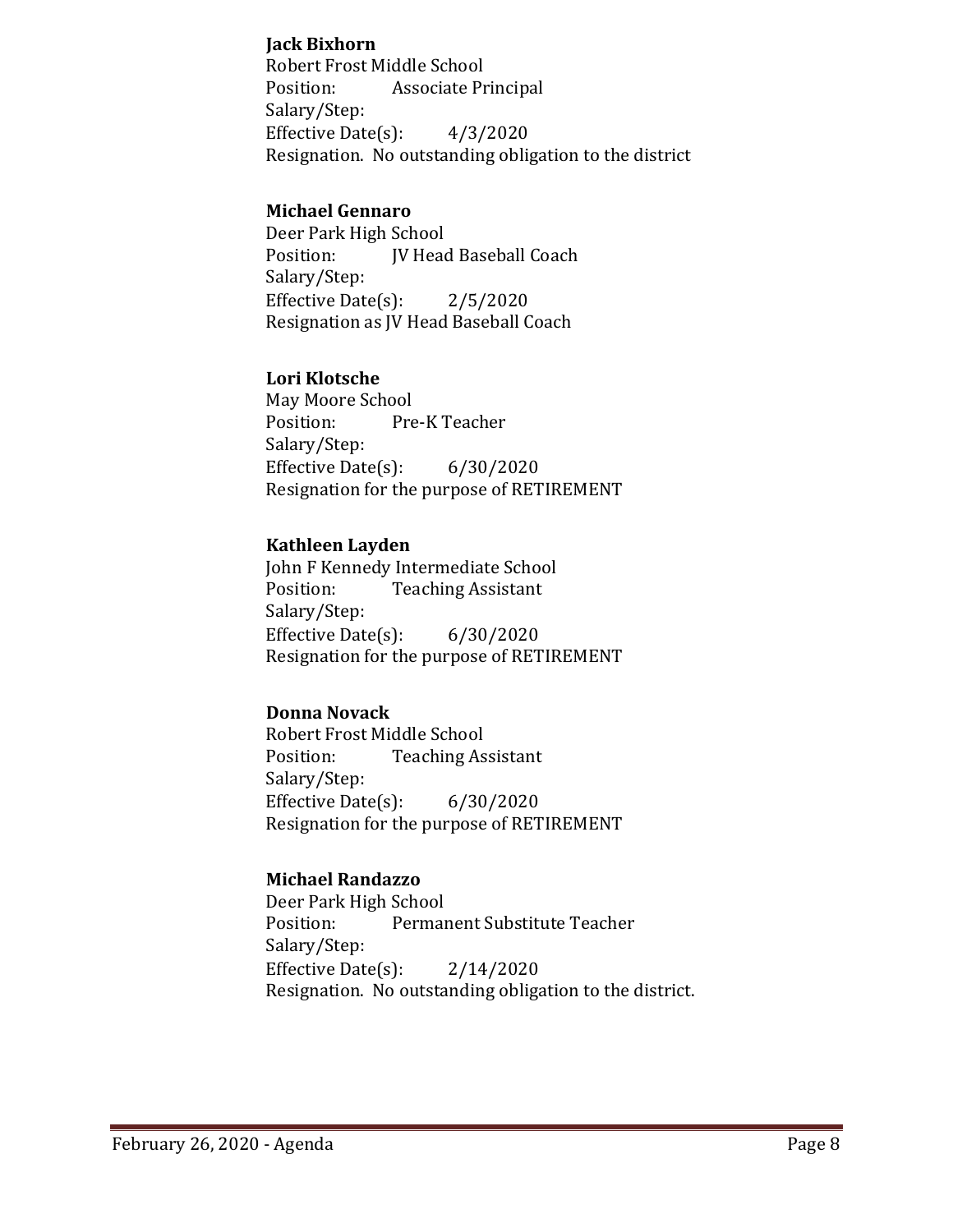**Jack Bixhorn**  
Robert Frost Middle School  
Position: Associate Principal  
Salary/Step:  
Effective Date(s): 4/3/2020  
Resignation. No outstanding obligation to the district

**Michael Gennaro**  
Deer Park High School  
Position: JV Head Baseball Coach  
Salary/Step:  
Effective Date(s): 2/5/2020  
Resignation as JV Head Baseball Coach

**Lori Klotsche**  
May Moore School  
Position: Pre-K Teacher  
Salary/Step:  
Effective Date(s): 6/30/2020  
Resignation for the purpose of RETIREMENT

**Kathleen Layden**  
John F Kennedy Intermediate School  
Position: Teaching Assistant  
Salary/Step:  
Effective Date(s): 6/30/2020  
Resignation for the purpose of RETIREMENT

**Donna Novack**  
Robert Frost Middle School  
Position: Teaching Assistant  
Salary/Step:  
Effective Date(s): 6/30/2020  
Resignation for the purpose of RETIREMENT

**Michael Randazzo**  
Deer Park High School  
Position: Permanent Substitute Teacher  
Salary/Step:  
Effective Date(s): 2/14/2020  
Resignation. No outstanding obligation to the district.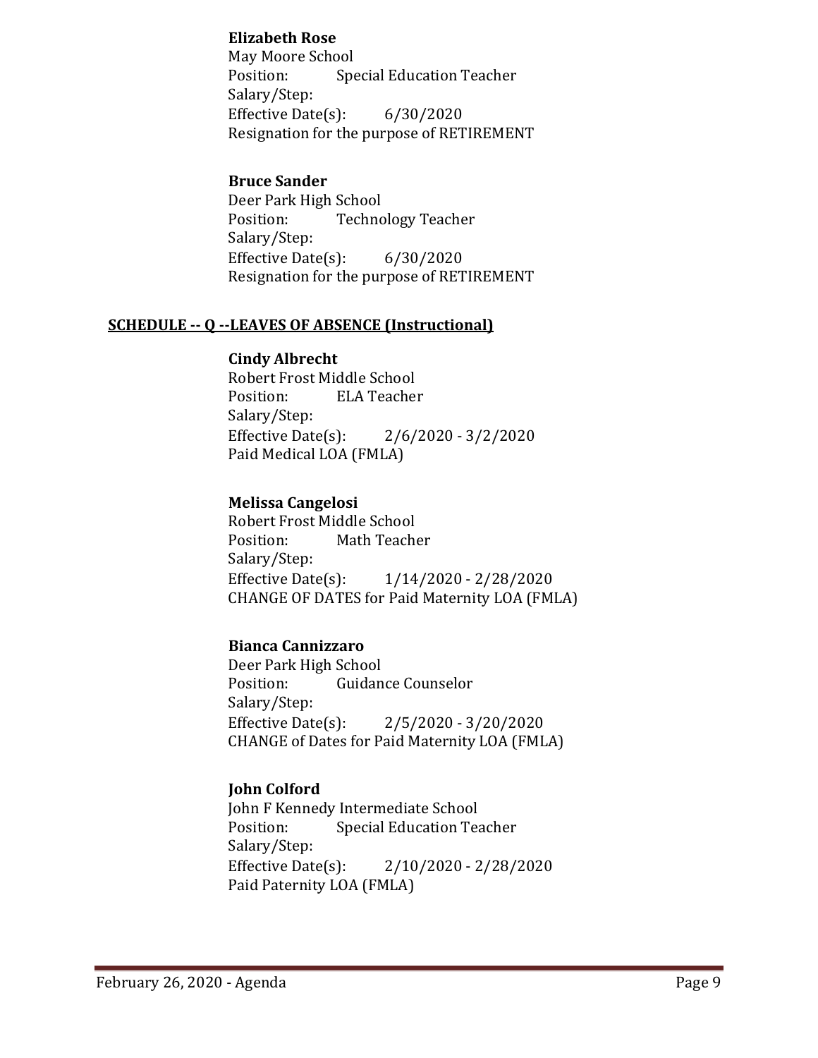**Elizabeth Rose**
May Moore School
Position: Special Education Teacher
Salary/Step:
Effective Date(s): 6/30/2020
Resignation for the purpose of RETIREMENT

**Bruce Sander**
Deer Park High School
Position: Technology Teacher
Salary/Step:
Effective Date(s): 6/30/2020
Resignation for the purpose of RETIREMENT

**SCHEDULE -- Q --LEAVES OF ABSENCE (Instructional)**

**Cindy Albrecht**
Robert Frost Middle School
Position: ELA Teacher
Salary/Step:
Effective Date(s): 2/6/2020 - 3/2/2020
Paid Medical LOA (FMLA)

**Melissa Cangelosi**
Robert Frost Middle School
Position: Math Teacher
Salary/Step:
Effective Date(s): 1/14/2020 - 2/28/2020
CHANGE OF DATES for Paid Maternity LOA (FMLA)

**Bianca Cannizzaro**
Deer Park High School
Position: Guidance Counselor
Salary/Step:
Effective Date(s): 2/5/2020 - 3/20/2020
CHANGE of Dates for Paid Maternity LOA (FMLA)

**John Colford**
John F Kennedy Intermediate School
Position: Special Education Teacher
Salary/Step:
Effective Date(s): 2/10/2020 - 2/28/2020
Paid Paternity LOA (FMLA)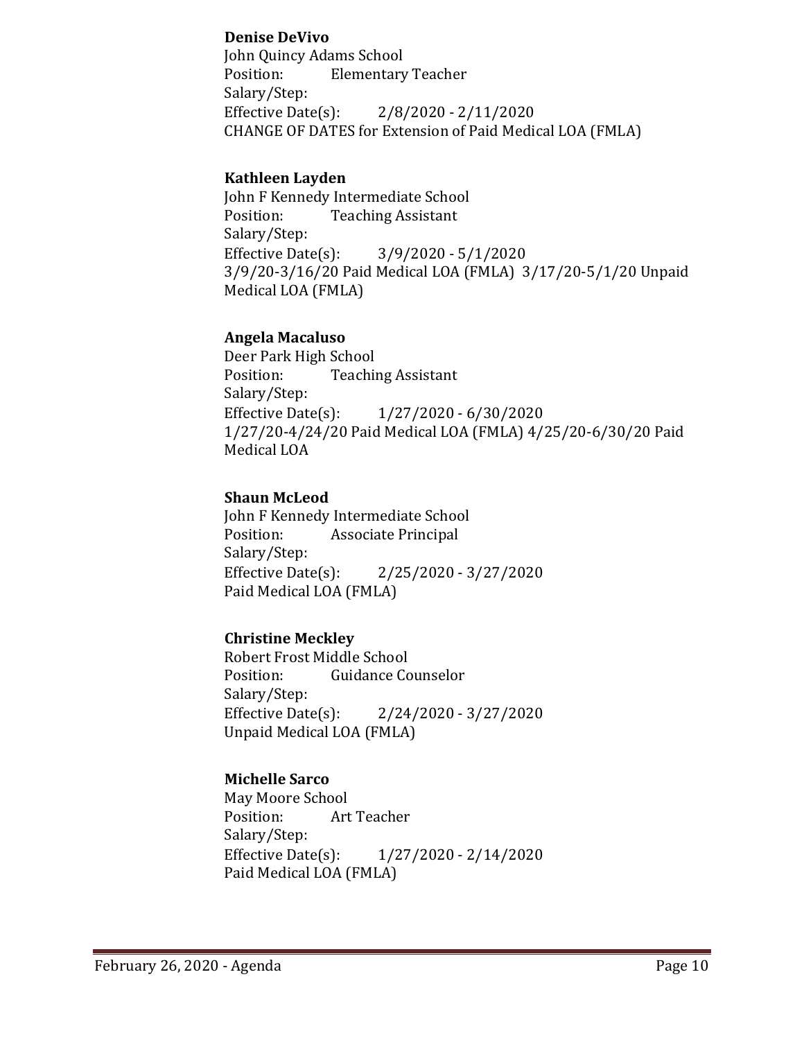**Denise DeVivo**
John Quincy Adams School
Position: Elementary Teacher
Salary/Step:
Effective Date(s): 2/8/2020 - 2/11/2020
CHANGE OF DATES for Extension of Paid Medical LOA (FMLA)

**Kathleen Layden**
John F Kennedy Intermediate School
Position: Teaching Assistant
Salary/Step:
Effective Date(s): 3/9/2020 - 5/1/2020
3/9/20-3/16/20 Paid Medical LOA (FMLA) 3/17/20-5/1/20 Unpaid Medical LOA (FMLA)

**Angela Macaluso**
Deer Park High School
Position: Teaching Assistant
Salary/Step:
Effective Date(s): 1/27/2020 - 6/30/2020
1/27/20-4/24/20 Paid Medical LOA (FMLA) 4/25/20-6/30/20 Paid Medical LOA

**Shaun McLeod**
John F Kennedy Intermediate School
Position: Associate Principal
Salary/Step:
Effective Date(s): 2/25/2020 - 3/27/2020
Paid Medical LOA (FMLA)

**Christine Meckley**
Robert Frost Middle School
Position: Guidance Counselor
Salary/Step:
Effective Date(s): 2/24/2020 - 3/27/2020
Unpaid Medical LOA (FMLA)

**Michelle Sarco**
May Moore School
Position: Art Teacher
Salary/Step:
Effective Date(s): 1/27/2020 - 2/14/2020
Paid Medical LOA (FMLA)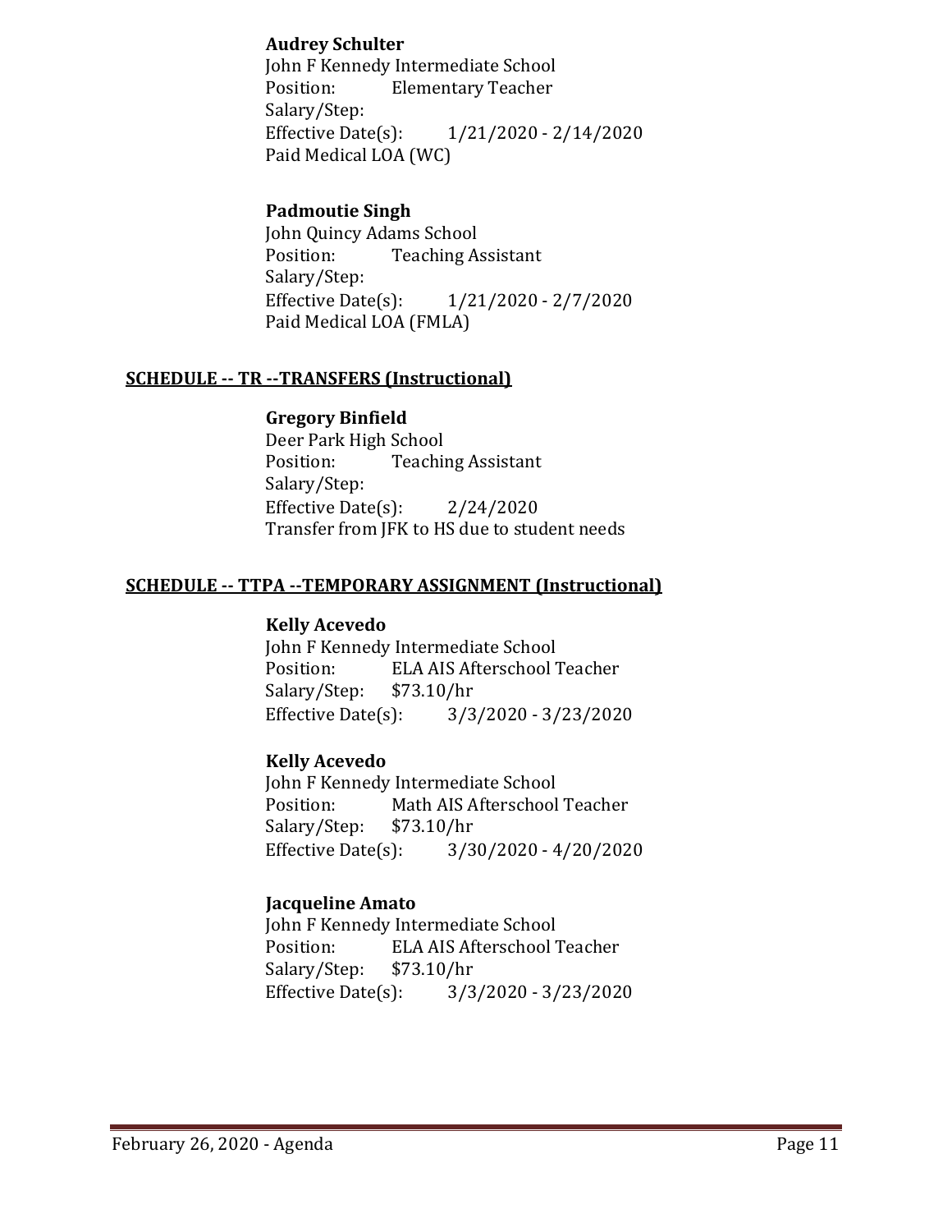**Audrey Schulter**
John F Kennedy Intermediate School
Position: Elementary Teacher
Salary/Step:
Effective Date(s): 1/21/2020 - 2/14/2020
Paid Medical LOA (WC)

**Padmoutie Singh**
John Quincy Adams School
Position: Teaching Assistant
Salary/Step:
Effective Date(s): 1/21/2020 - 2/7/2020
Paid Medical LOA (FMLA)

## SCHEDULE -- TR --TRANSFERS (Instructional)

**Gregory Binfield**
Deer Park High School
Position: Teaching Assistant
Salary/Step:
Effective Date(s): 2/24/2020
Transfer from JFK to HS due to student needs

## SCHEDULE -- TTPA --TEMPORARY ASSIGNMENT (Instructional)

**Kelly Acevedo**
John F Kennedy Intermediate School
Position: ELA AIS Afterschool Teacher
Salary/Step: $73.10/hr
Effective Date(s): 3/3/2020 - 3/23/2020

**Kelly Acevedo**
John F Kennedy Intermediate School
Position: Math AIS Afterschool Teacher
Salary/Step: $73.10/hr
Effective Date(s): 3/30/2020 - 4/20/2020

**Jacqueline Amato**
John F Kennedy Intermediate School
Position: ELA AIS Afterschool Teacher
Salary/Step: $73.10/hr
Effective Date(s): 3/3/2020 - 3/23/2020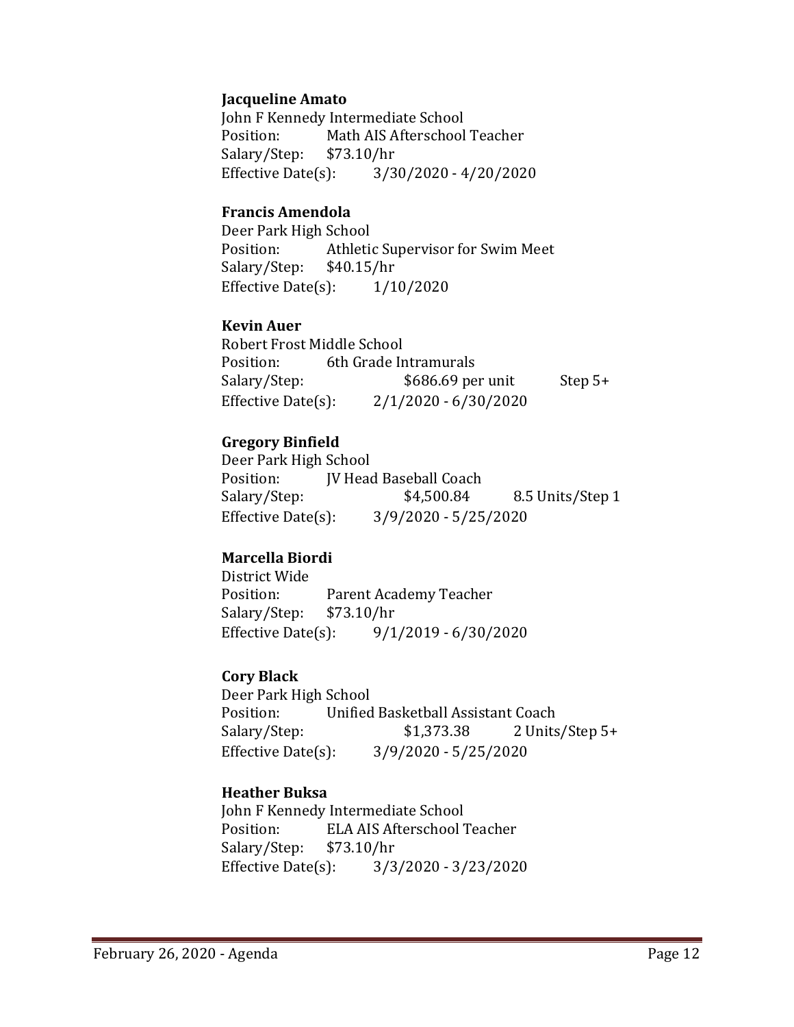**Jacqueline Amato**
John F Kennedy Intermediate School
Position: Math AIS Afterschool Teacher
Salary/Step: $73.10/hr
Effective Date(s): 3/30/2020 - 4/20/2020

**Francis Amendola**
Deer Park High School
Position: Athletic Supervisor for Swim Meet
Salary/Step: $40.15/hr
Effective Date(s): 1/10/2020

**Kevin Auer**
Robert Frost Middle School
Position: 6th Grade Intramurals
Salary/Step: $686.69 per unit Step 5+
Effective Date(s): 2/1/2020 - 6/30/2020

**Gregory Binfield**
Deer Park High School
Position: JV Head Baseball Coach
Salary/Step: $4,500.84 8.5 Units/Step 1
Effective Date(s): 3/9/2020 - 5/25/2020

**Marcella Biordi**
District Wide
Position: Parent Academy Teacher
Salary/Step: $73.10/hr
Effective Date(s): 9/1/2019 - 6/30/2020

**Cory Black**
Deer Park High School
Position: Unified Basketball Assistant Coach
Salary/Step: $1,373.38 2 Units/Step 5+
Effective Date(s): 3/9/2020 - 5/25/2020

**Heather Buksa**
John F Kennedy Intermediate School
Position: ELA AIS Afterschool Teacher
Salary/Step: $73.10/hr
Effective Date(s): 3/3/2020 - 3/23/2020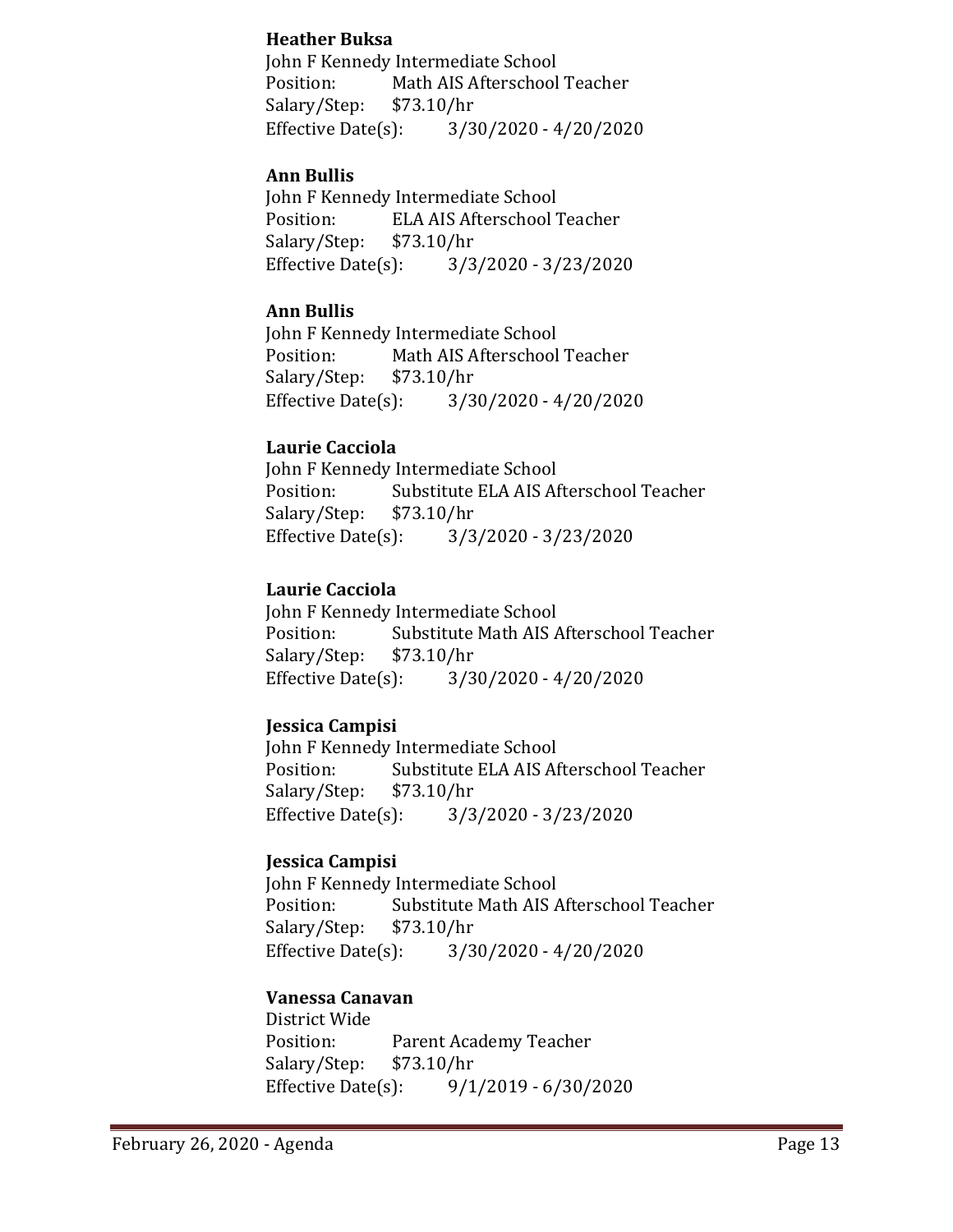**Heather Buksa**
John F Kennedy Intermediate School
Position: Math AIS Afterschool Teacher
Salary/Step: $73.10/hr
Effective Date(s): 3/30/2020 - 4/20/2020

**Ann Bullis**
John F Kennedy Intermediate School
Position: ELA AIS Afterschool Teacher
Salary/Step: $73.10/hr
Effective Date(s): 3/3/2020 - 3/23/2020

**Ann Bullis**
John F Kennedy Intermediate School
Position: Math AIS Afterschool Teacher
Salary/Step: $73.10/hr
Effective Date(s): 3/30/2020 - 4/20/2020

**Laurie Cacciola**
John F Kennedy Intermediate School
Position: Substitute ELA AIS Afterschool Teacher
Salary/Step: $73.10/hr
Effective Date(s): 3/3/2020 - 3/23/2020

**Laurie Cacciola**
John F Kennedy Intermediate School
Position: Substitute Math AIS Afterschool Teacher
Salary/Step: $73.10/hr
Effective Date(s): 3/30/2020 - 4/20/2020

**Jessica Campisi**
John F Kennedy Intermediate School
Position: Substitute ELA AIS Afterschool Teacher
Salary/Step: $73.10/hr
Effective Date(s): 3/3/2020 - 3/23/2020

**Jessica Campisi**
John F Kennedy Intermediate School
Position: Substitute Math AIS Afterschool Teacher
Salary/Step: $73.10/hr
Effective Date(s): 3/30/2020 - 4/20/2020

**Vanessa Canavan**
District Wide
Position: Parent Academy Teacher
Salary/Step: $73.10/hr
Effective Date(s): 9/1/2019 - 6/30/2020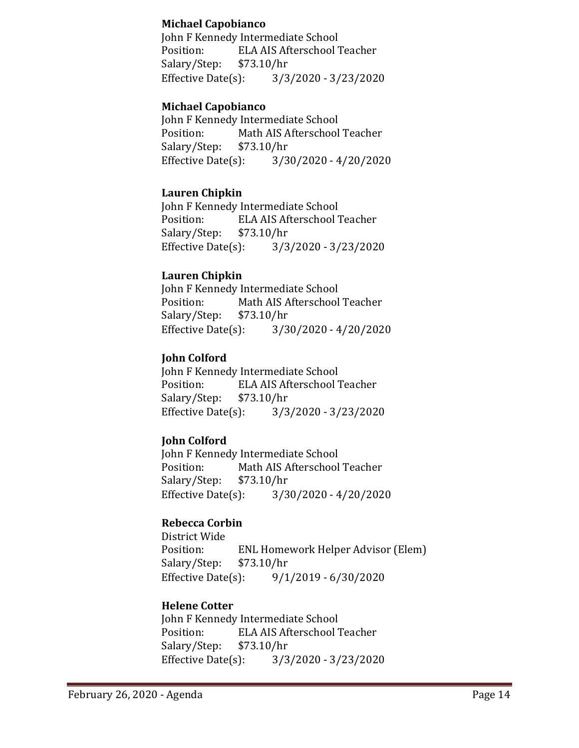**Michael Capobianco**
John F Kennedy Intermediate School
Position: ELA AIS Afterschool Teacher
Salary/Step: $73.10/hr
Effective Date(s): 3/3/2020 - 3/23/2020

**Michael Capobianco**
John F Kennedy Intermediate School
Position: Math AIS Afterschool Teacher
Salary/Step: $73.10/hr
Effective Date(s): 3/30/2020 - 4/20/2020

**Lauren Chipkin**
John F Kennedy Intermediate School
Position: ELA AIS Afterschool Teacher
Salary/Step: $73.10/hr
Effective Date(s): 3/3/2020 - 3/23/2020

**Lauren Chipkin**
John F Kennedy Intermediate School
Position: Math AIS Afterschool Teacher
Salary/Step: $73.10/hr
Effective Date(s): 3/30/2020 - 4/20/2020

**John Colford**
John F Kennedy Intermediate School
Position: ELA AIS Afterschool Teacher
Salary/Step: $73.10/hr
Effective Date(s): 3/3/2020 - 3/23/2020

**John Colford**
John F Kennedy Intermediate School
Position: Math AIS Afterschool Teacher
Salary/Step: $73.10/hr
Effective Date(s): 3/30/2020 - 4/20/2020

**Rebecca Corbin**
District Wide
Position: ENL Homework Helper Advisor (Elem)
Salary/Step: $73.10/hr
Effective Date(s): 9/1/2019 - 6/30/2020

**Helene Cotter**
John F Kennedy Intermediate School
Position: ELA AIS Afterschool Teacher
Salary/Step: $73.10/hr
Effective Date(s): 3/3/2020 - 3/23/2020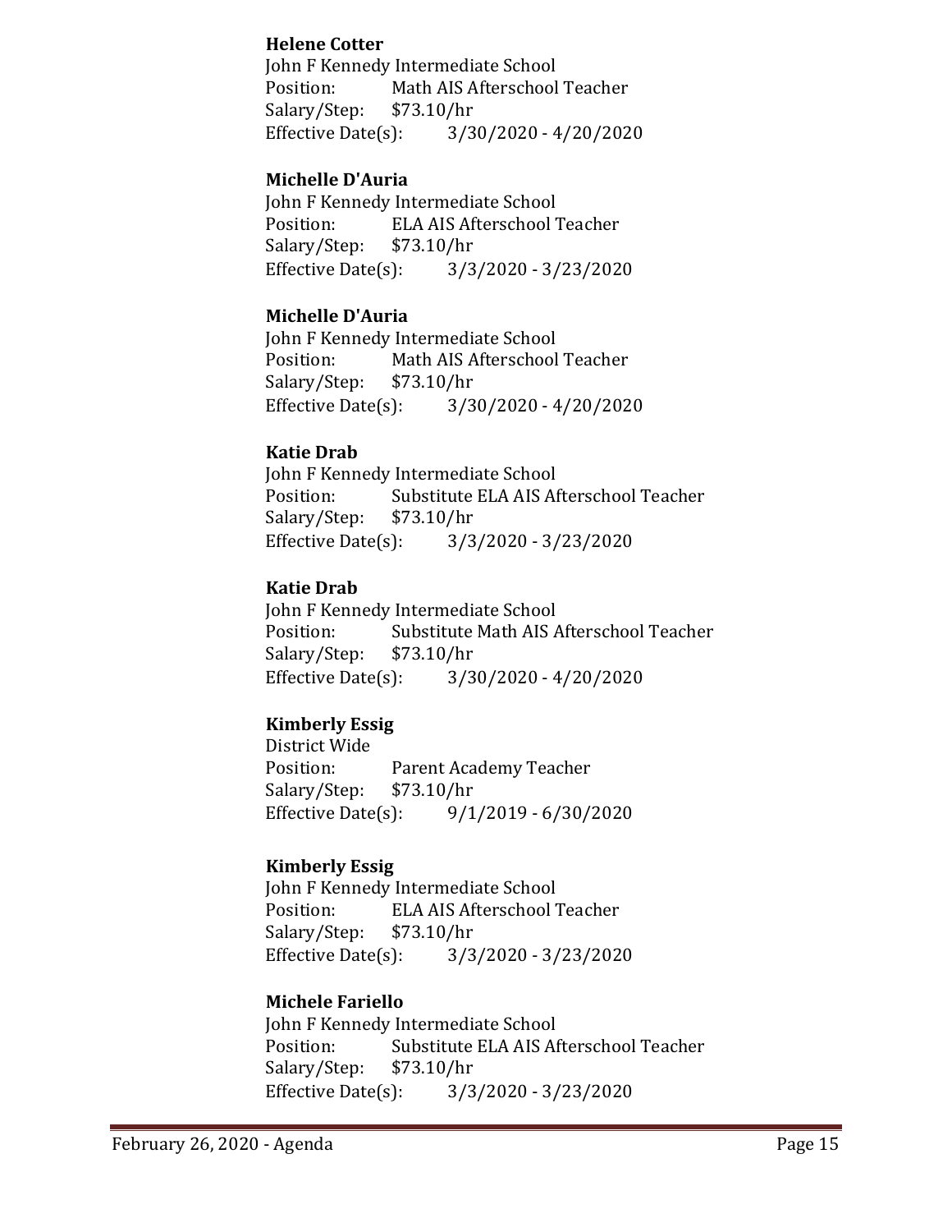**Helene Cotter**
John F Kennedy Intermediate School
Position: Math AIS Afterschool Teacher
Salary/Step: $73.10/hr
Effective Date(s): 3/30/2020 - 4/20/2020

**Michelle D'Auria**
John F Kennedy Intermediate School
Position: ELA AIS Afterschool Teacher
Salary/Step: $73.10/hr
Effective Date(s): 3/3/2020 - 3/23/2020

**Michelle D'Auria**
John F Kennedy Intermediate School
Position: Math AIS Afterschool Teacher
Salary/Step: $73.10/hr
Effective Date(s): 3/30/2020 - 4/20/2020

**Katie Drab**
John F Kennedy Intermediate School
Position: Substitute ELA AIS Afterschool Teacher
Salary/Step: $73.10/hr
Effective Date(s): 3/3/2020 - 3/23/2020

**Katie Drab**
John F Kennedy Intermediate School
Position: Substitute Math AIS Afterschool Teacher
Salary/Step: $73.10/hr
Effective Date(s): 3/30/2020 - 4/20/2020

**Kimberly Essig**
District Wide
Position: Parent Academy Teacher
Salary/Step: $73.10/hr
Effective Date(s): 9/1/2019 - 6/30/2020

**Kimberly Essig**
John F Kennedy Intermediate School
Position: ELA AIS Afterschool Teacher
Salary/Step: $73.10/hr
Effective Date(s): 3/3/2020 - 3/23/2020

**Michele Fariello**
John F Kennedy Intermediate School
Position: Substitute ELA AIS Afterschool Teacher
Salary/Step: $73.10/hr
Effective Date(s): 3/3/2020 - 3/23/2020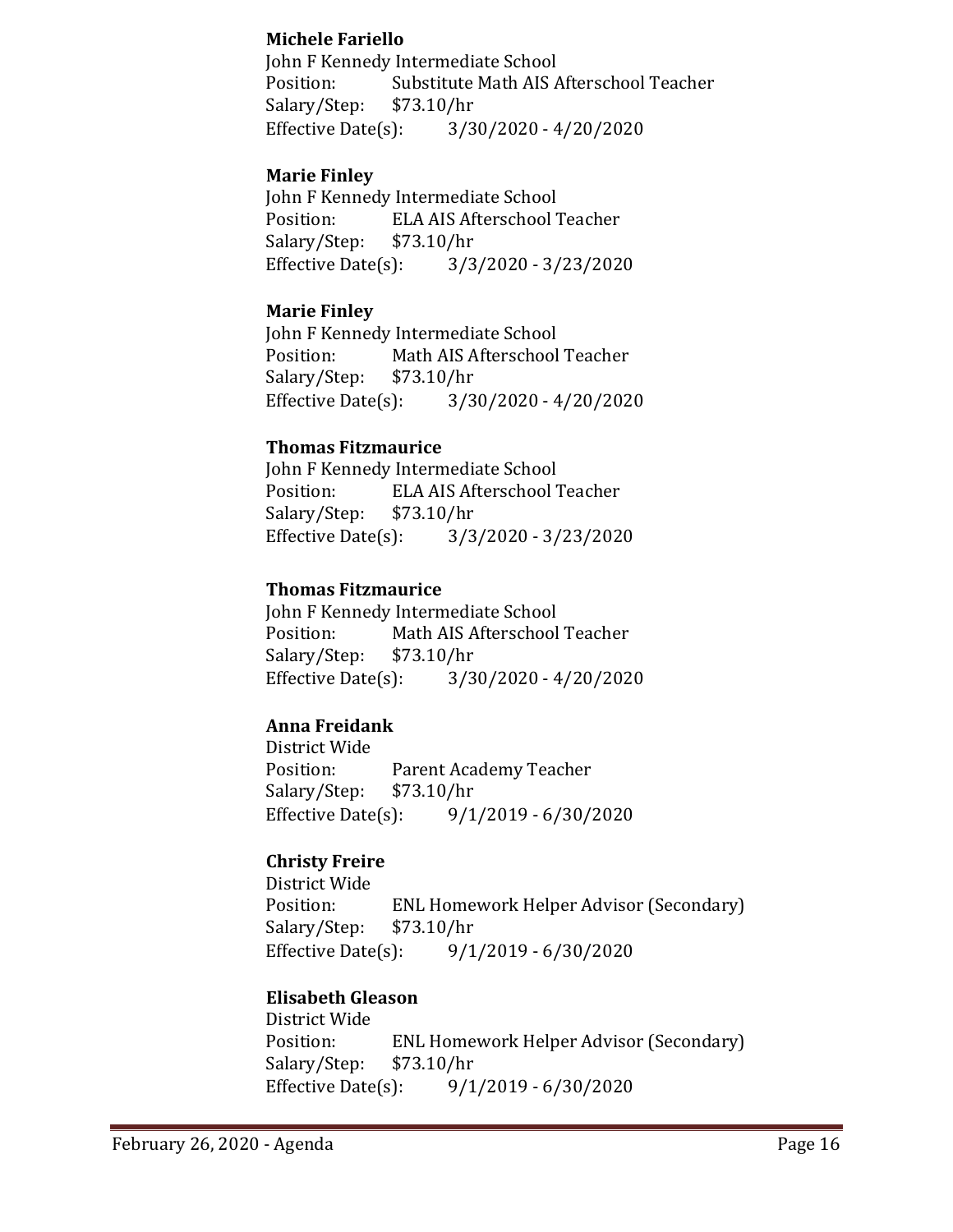**Michele Fariello**
John F Kennedy Intermediate School
Position: Substitute Math AIS Afterschool Teacher
Salary/Step: $73.10/hr
Effective Date(s): 3/30/2020 - 4/20/2020

**Marie Finley**
John F Kennedy Intermediate School
Position: ELA AIS Afterschool Teacher
Salary/Step: $73.10/hr
Effective Date(s): 3/3/2020 - 3/23/2020

**Marie Finley**
John F Kennedy Intermediate School
Position: Math AIS Afterschool Teacher
Salary/Step: $73.10/hr
Effective Date(s): 3/30/2020 - 4/20/2020

**Thomas Fitzmaurice**
John F Kennedy Intermediate School
Position: ELA AIS Afterschool Teacher
Salary/Step: $73.10/hr
Effective Date(s): 3/3/2020 - 3/23/2020

**Thomas Fitzmaurice**
John F Kennedy Intermediate School
Position: Math AIS Afterschool Teacher
Salary/Step: $73.10/hr
Effective Date(s): 3/30/2020 - 4/20/2020

**Anna Freidank**
District Wide
Position: Parent Academy Teacher
Salary/Step: $73.10/hr
Effective Date(s): 9/1/2019 - 6/30/2020

**Christy Freire**
District Wide
Position: ENL Homework Helper Advisor (Secondary)
Salary/Step: $73.10/hr
Effective Date(s): 9/1/2019 - 6/30/2020

**Elisabeth Gleason**
District Wide
Position: ENL Homework Helper Advisor (Secondary)
Salary/Step: $73.10/hr
Effective Date(s): 9/1/2019 - 6/30/2020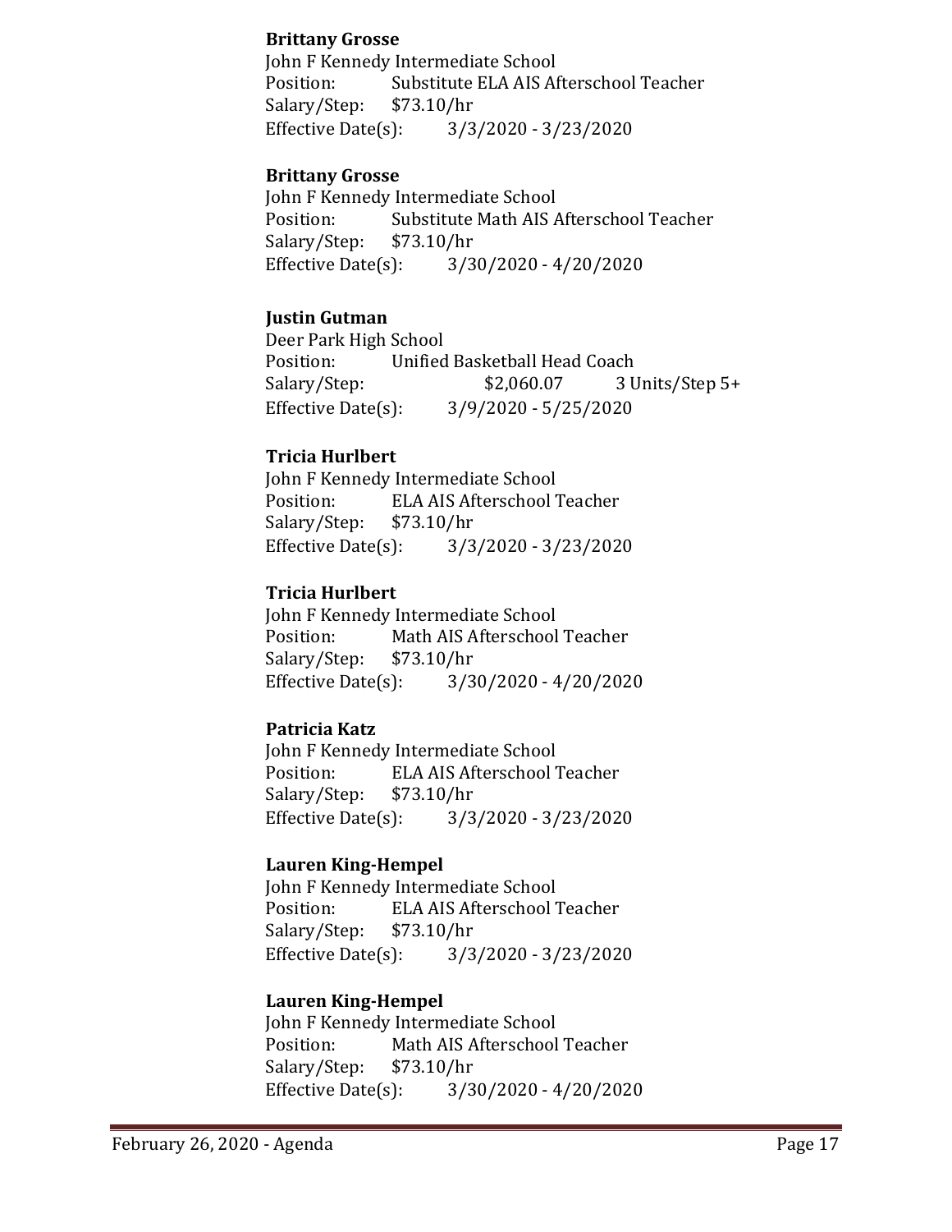**Brittany Grosse**
John F Kennedy Intermediate School
Position: Substitute ELA AIS Afterschool Teacher
Salary/Step: $73.10/hr
Effective Date(s): 3/3/2020 - 3/23/2020

**Brittany Grosse**
John F Kennedy Intermediate School
Position: Substitute Math AIS Afterschool Teacher
Salary/Step: $73.10/hr
Effective Date(s): 3/30/2020 - 4/20/2020

**Justin Gutman**
Deer Park High School
Position: Unified Basketball Head Coach
Salary/Step: $2,060.07 3 Units/Step 5+
Effective Date(s): 3/9/2020 - 5/25/2020

**Tricia Hurlbert**
John F Kennedy Intermediate School
Position: ELA AIS Afterschool Teacher
Salary/Step: $73.10/hr
Effective Date(s): 3/3/2020 - 3/23/2020

**Tricia Hurlbert**
John F Kennedy Intermediate School
Position: Math AIS Afterschool Teacher
Salary/Step: $73.10/hr
Effective Date(s): 3/30/2020 - 4/20/2020

**Patricia Katz**
John F Kennedy Intermediate School
Position: ELA AIS Afterschool Teacher
Salary/Step: $73.10/hr
Effective Date(s): 3/3/2020 - 3/23/2020

**Lauren King-Hempel**
John F Kennedy Intermediate School
Position: ELA AIS Afterschool Teacher
Salary/Step: $73.10/hr
Effective Date(s): 3/3/2020 - 3/23/2020

**Lauren King-Hempel**
John F Kennedy Intermediate School
Position: Math AIS Afterschool Teacher
Salary/Step: $73.10/hr
Effective Date(s): 3/30/2020 - 4/20/2020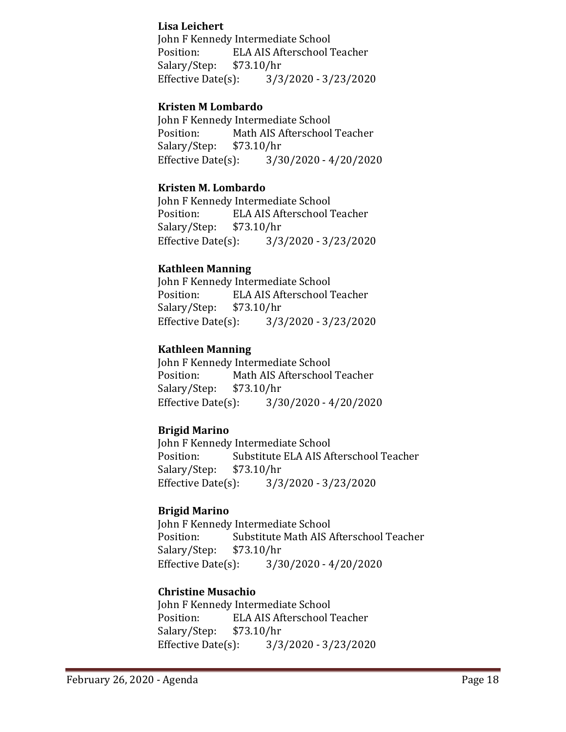**Lisa Leichert**
John F Kennedy Intermediate School
Position: ELA AIS Afterschool Teacher
Salary/Step: $73.10/hr
Effective Date(s): 3/3/2020 - 3/23/2020

**Kristen M Lombardo**
John F Kennedy Intermediate School
Position: Math AIS Afterschool Teacher
Salary/Step: $73.10/hr
Effective Date(s): 3/30/2020 - 4/20/2020

**Kristen M. Lombardo**
John F Kennedy Intermediate School
Position: ELA AIS Afterschool Teacher
Salary/Step: $73.10/hr
Effective Date(s): 3/3/2020 - 3/23/2020

**Kathleen Manning**
John F Kennedy Intermediate School
Position: ELA AIS Afterschool Teacher
Salary/Step: $73.10/hr
Effective Date(s): 3/3/2020 - 3/23/2020

**Kathleen Manning**
John F Kennedy Intermediate School
Position: Math AIS Afterschool Teacher
Salary/Step: $73.10/hr
Effective Date(s): 3/30/2020 - 4/20/2020

**Brigid Marino**
John F Kennedy Intermediate School
Position: Substitute ELA AIS Afterschool Teacher
Salary/Step: $73.10/hr
Effective Date(s): 3/3/2020 - 3/23/2020

**Brigid Marino**
John F Kennedy Intermediate School
Position: Substitute Math AIS Afterschool Teacher
Salary/Step: $73.10/hr
Effective Date(s): 3/30/2020 - 4/20/2020

**Christine Musachio**
John F Kennedy Intermediate School
Position: ELA AIS Afterschool Teacher
Salary/Step: $73.10/hr
Effective Date(s): 3/3/2020 - 3/23/2020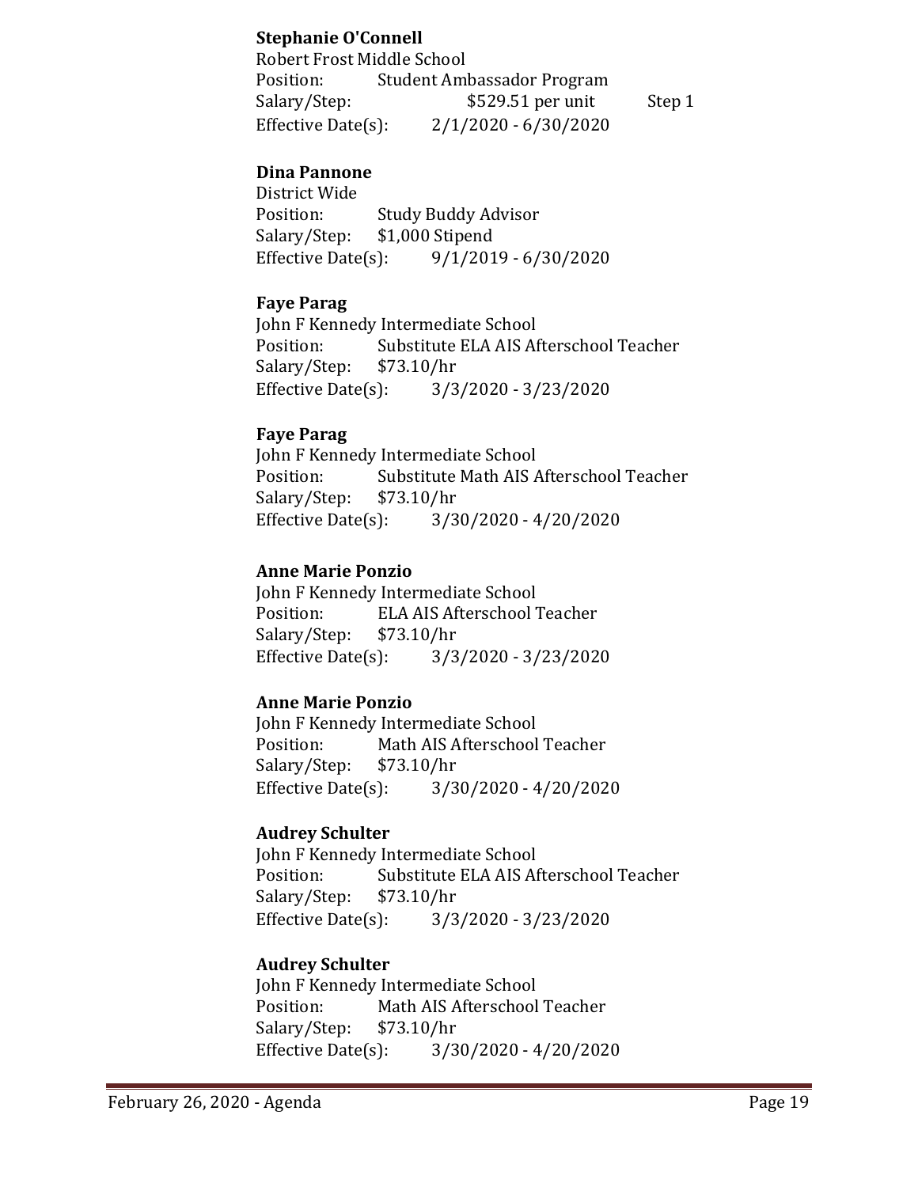**Stephanie O'Connell**
Robert Frost Middle School
Position: Student Ambassador Program
Salary/Step: $529.51 per unit Step 1
Effective Date(s): 2/1/2020 - 6/30/2020

**Dina Pannone**
District Wide
Position: Study Buddy Advisor
Salary/Step: $1,000 Stipend
Effective Date(s): 9/1/2019 - 6/30/2020

**Faye Parag**
John F Kennedy Intermediate School
Position: Substitute ELA AIS Afterschool Teacher
Salary/Step: $73.10/hr
Effective Date(s): 3/3/2020 - 3/23/2020

**Faye Parag**
John F Kennedy Intermediate School
Position: Substitute Math AIS Afterschool Teacher
Salary/Step: $73.10/hr
Effective Date(s): 3/30/2020 - 4/20/2020

**Anne Marie Ponzio**
John F Kennedy Intermediate School
Position: ELA AIS Afterschool Teacher
Salary/Step: $73.10/hr
Effective Date(s): 3/3/2020 - 3/23/2020

**Anne Marie Ponzio**
John F Kennedy Intermediate School
Position: Math AIS Afterschool Teacher
Salary/Step: $73.10/hr
Effective Date(s): 3/30/2020 - 4/20/2020

**Audrey Schulter**
John F Kennedy Intermediate School
Position: Substitute ELA AIS Afterschool Teacher
Salary/Step: $73.10/hr
Effective Date(s): 3/3/2020 - 3/23/2020

**Audrey Schulter**
John F Kennedy Intermediate School
Position: Math AIS Afterschool Teacher
Salary/Step: $73.10/hr
Effective Date(s): 3/30/2020 - 4/20/2020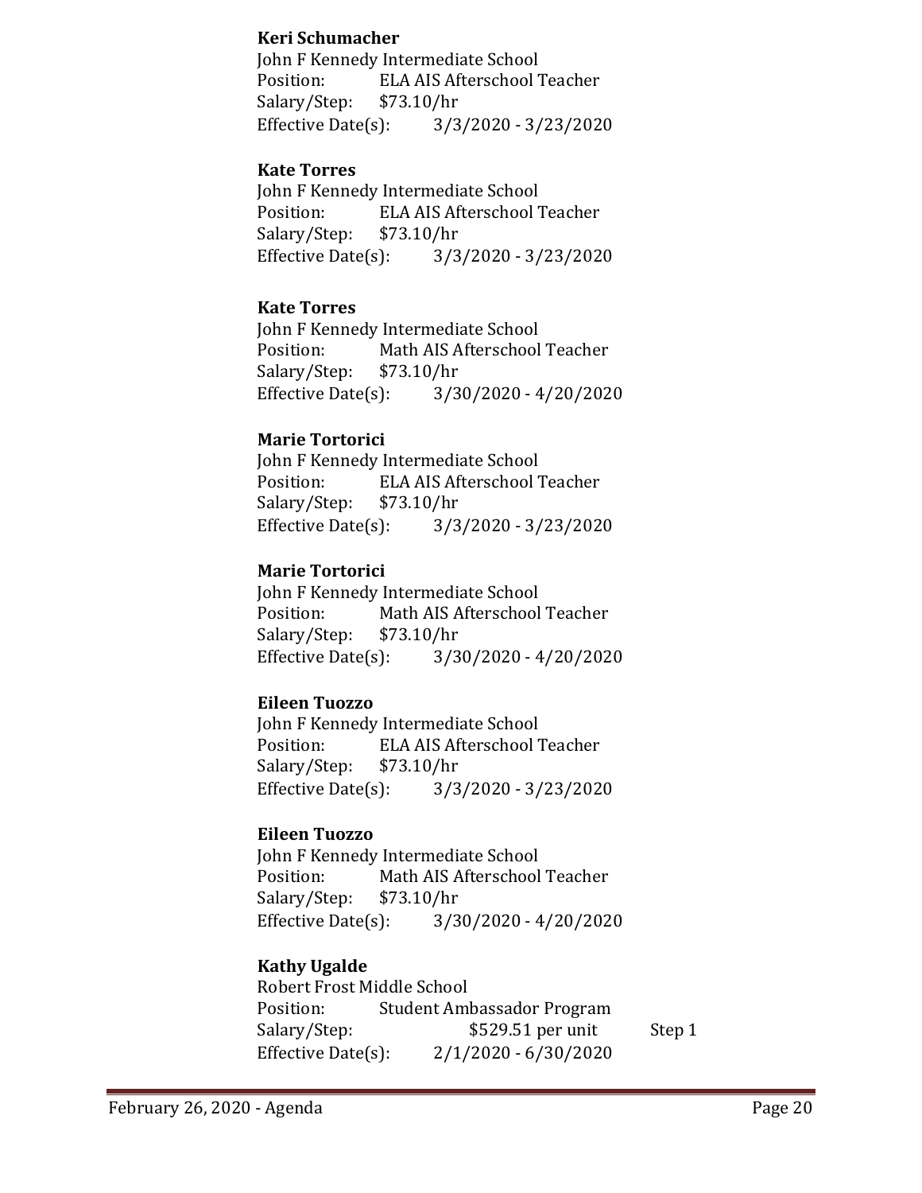**Keri Schumacher**
John F Kennedy Intermediate School
Position: ELA AIS Afterschool Teacher
Salary/Step: $73.10/hr
Effective Date(s): 3/3/2020 - 3/23/2020

**Kate Torres**
John F Kennedy Intermediate School
Position: ELA AIS Afterschool Teacher
Salary/Step: $73.10/hr
Effective Date(s): 3/3/2020 - 3/23/2020

**Kate Torres**
John F Kennedy Intermediate School
Position: Math AIS Afterschool Teacher
Salary/Step: $73.10/hr
Effective Date(s): 3/30/2020 - 4/20/2020

**Marie Tortorici**
John F Kennedy Intermediate School
Position: ELA AIS Afterschool Teacher
Salary/Step: $73.10/hr
Effective Date(s): 3/3/2020 - 3/23/2020

**Marie Tortorici**
John F Kennedy Intermediate School
Position: Math AIS Afterschool Teacher
Salary/Step: $73.10/hr
Effective Date(s): 3/30/2020 - 4/20/2020

**Eileen Tuozzo**
John F Kennedy Intermediate School
Position: ELA AIS Afterschool Teacher
Salary/Step: $73.10/hr
Effective Date(s): 3/3/2020 - 3/23/2020

**Eileen Tuozzo**
John F Kennedy Intermediate School
Position: Math AIS Afterschool Teacher
Salary/Step: $73.10/hr
Effective Date(s): 3/30/2020 - 4/20/2020

**Kathy Ugalde**
Robert Frost Middle School
Position: Student Ambassador Program
Salary/Step: $529.51 per unit Step 1
Effective Date(s): 2/1/2020 - 6/30/2020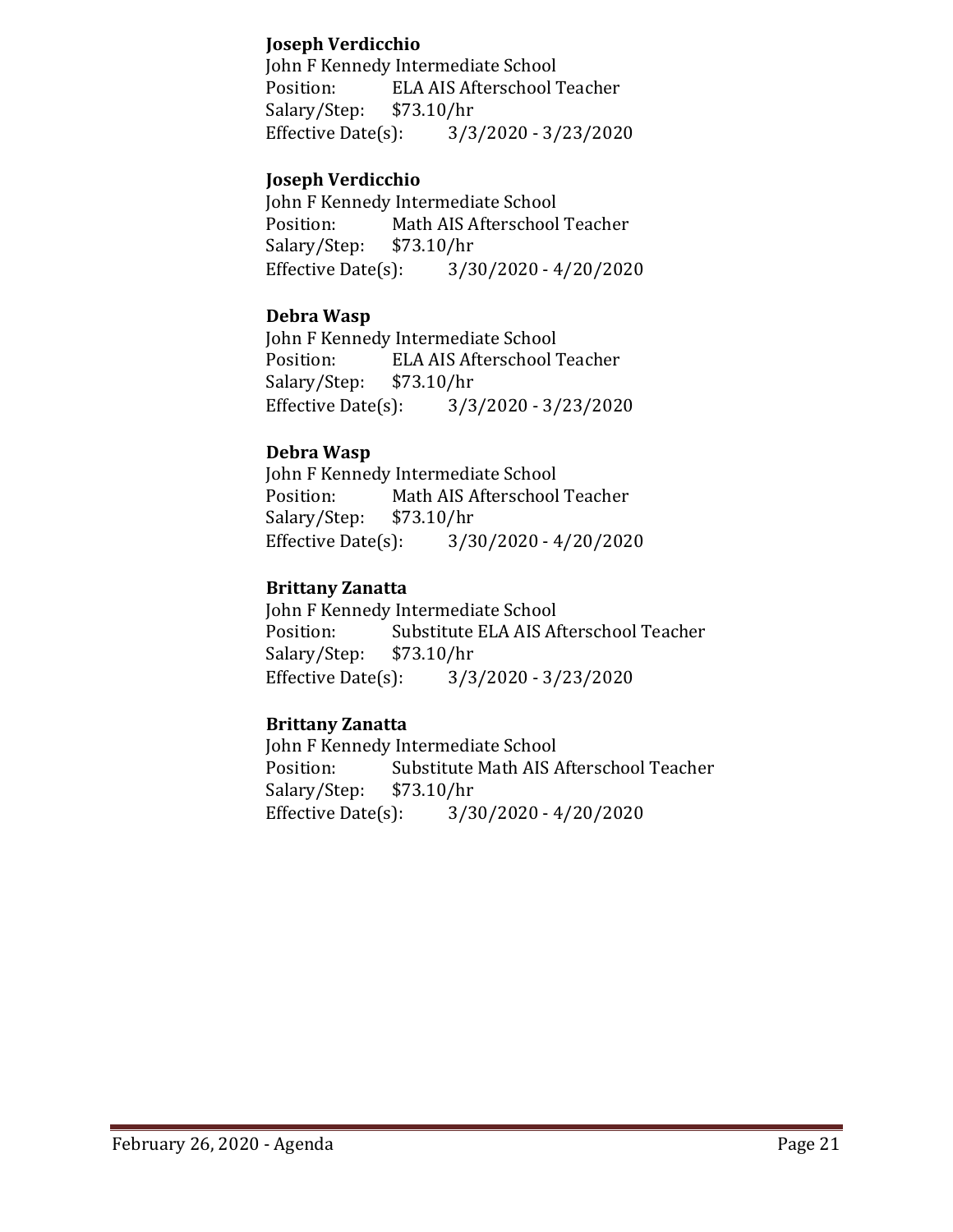**Joseph Verdicchio**
John F Kennedy Intermediate School
Position: ELA AIS Afterschool Teacher
Salary/Step: $73.10/hr
Effective Date(s): 3/3/2020 - 3/23/2020

**Joseph Verdicchio**
John F Kennedy Intermediate School
Position: Math AIS Afterschool Teacher
Salary/Step: $73.10/hr
Effective Date(s): 3/30/2020 - 4/20/2020

**Debra Wasp**
John F Kennedy Intermediate School
Position: ELA AIS Afterschool Teacher
Salary/Step: $73.10/hr
Effective Date(s): 3/3/2020 - 3/23/2020

**Debra Wasp**
John F Kennedy Intermediate School
Position: Math AIS Afterschool Teacher
Salary/Step: $73.10/hr
Effective Date(s): 3/30/2020 - 4/20/2020

**Brittany Zanatta**
John F Kennedy Intermediate School
Position: Substitute ELA AIS Afterschool Teacher
Salary/Step: $73.10/hr
Effective Date(s): 3/3/2020 - 3/23/2020

**Brittany Zanatta**
John F Kennedy Intermediate School
Position: Substitute Math AIS Afterschool Teacher
Salary/Step: $73.10/hr
Effective Date(s): 3/30/2020 - 4/20/2020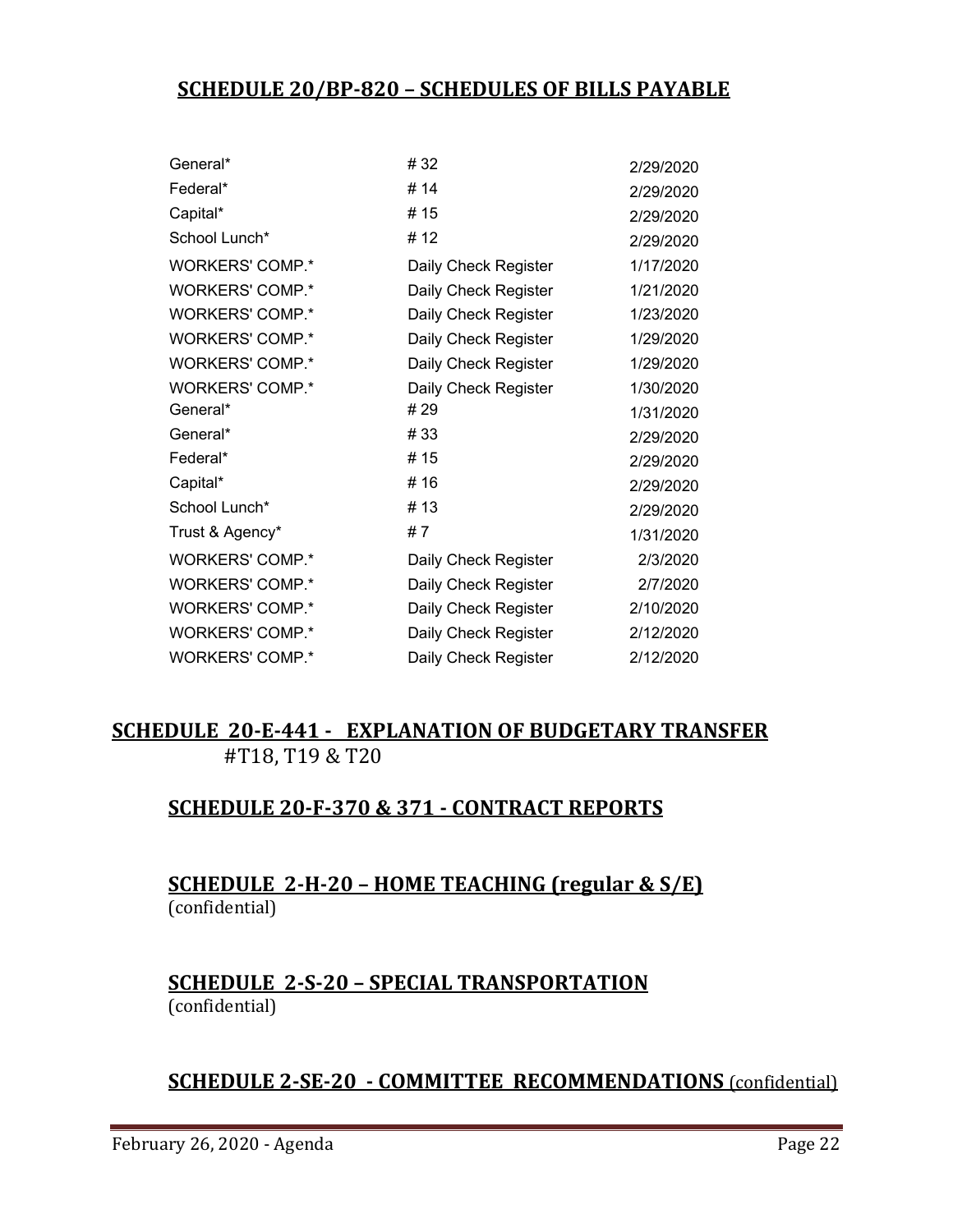## SCHEDULE 20/BP-820 – SCHEDULES OF BILLS PAYABLE

| | | |
|---|---|---|
| General* | # 32 | 2/29/2020 |
| Federal* | # 14 | 2/29/2020 |
| Capital* | # 15 | 2/29/2020 |
| School Lunch* | # 12 | 2/29/2020 |
| WORKERS' COMP.* | Daily Check Register | 1/17/2020 |
| WORKERS' COMP.* | Daily Check Register | 1/21/2020 |
| WORKERS' COMP.* | Daily Check Register | 1/23/2020 |
| WORKERS' COMP.* | Daily Check Register | 1/29/2020 |
| WORKERS' COMP.* | Daily Check Register | 1/29/2020 |
| WORKERS' COMP.* | Daily Check Register | 1/30/2020 |
| General* | # 29 | 1/31/2020 |
| General* | # 33 | 2/29/2020 |
| Federal* | # 15 | 2/29/2020 |
| Capital* | # 16 | 2/29/2020 |
| School Lunch* | # 13 | 2/29/2020 |
| Trust & Agency* | # 7 | 1/31/2020 |
| WORKERS' COMP.* | Daily Check Register | 2/3/2020 |
| WORKERS' COMP.* | Daily Check Register | 2/7/2020 |
| WORKERS' COMP.* | Daily Check Register | 2/10/2020 |
| WORKERS' COMP.* | Daily Check Register | 2/12/2020 |
| WORKERS' COMP.* | Daily Check Register | 2/12/2020 |

## SCHEDULE 20-E-441 - EXPLANATION OF BUDGETARY TRANSFER

#T18, T19 & T20

## SCHEDULE 20-F-370 & 371 - CONTRACT REPORTS

## SCHEDULE 2-H-20 – HOME TEACHING (regular & S/E)

(confidential)

## SCHEDULE 2-S-20 – SPECIAL TRANSPORTATION

(confidential)

## SCHEDULE 2-SE-20 - COMMITTEE RECOMMENDATIONS (confidential)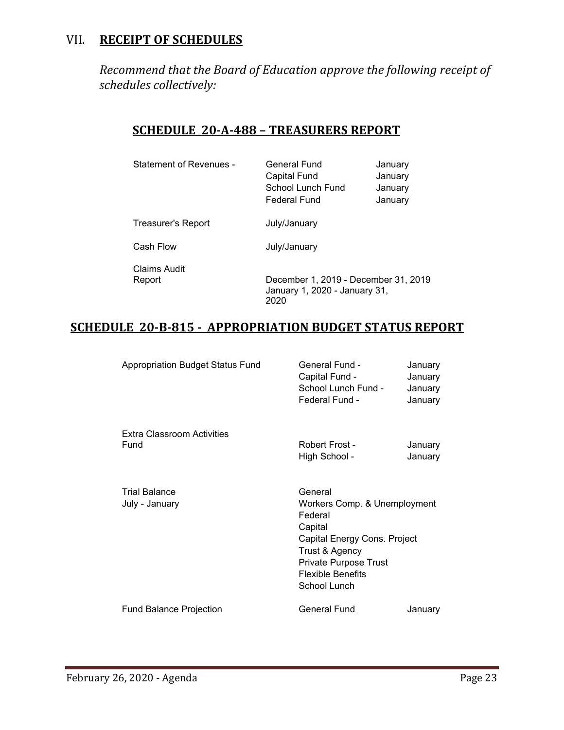## VII. **RECEIPT OF SCHEDULES**

*Recommend that the Board of Education approve the following receipt of schedules collectively:*

### SCHEDULE 20-A-488 – TREASURERS REPORT

| | | |
|---|---|---|
| Statement of Revenues - | General Fund | January |
| | Capital Fund | January |
| | School Lunch Fund | January |
| | Federal Fund | January |
| Treasurer's Report | July/January | |
| Cash Flow | July/January | |
| Claims Audit Report | December 1, 2019 - December 31, 2019<br>January 1, 2020 - January 31, 2020 | |

### SCHEDULE 20-B-815 - APPROPRIATION BUDGET STATUS REPORT

| | | |
|---|---|---|
| Appropriation Budget Status Fund | General Fund - | January |
| | Capital Fund - | January |
| | School Lunch Fund - | January |
| | Federal Fund - | January |
| Extra Classroom Activities Fund | Robert Frost - | January |
| | High School - | January |
| Trial Balance<br>July - January | General | |
| | Workers Comp. & Unemployment | |
| | Federal | |
| | Capital | |
| | Capital Energy Cons. Project | |
| | Trust & Agency | |
| | Private Purpose Trust | |
| | Flexible Benefits | |
| | School Lunch | |
| Fund Balance Projection | General Fund | January |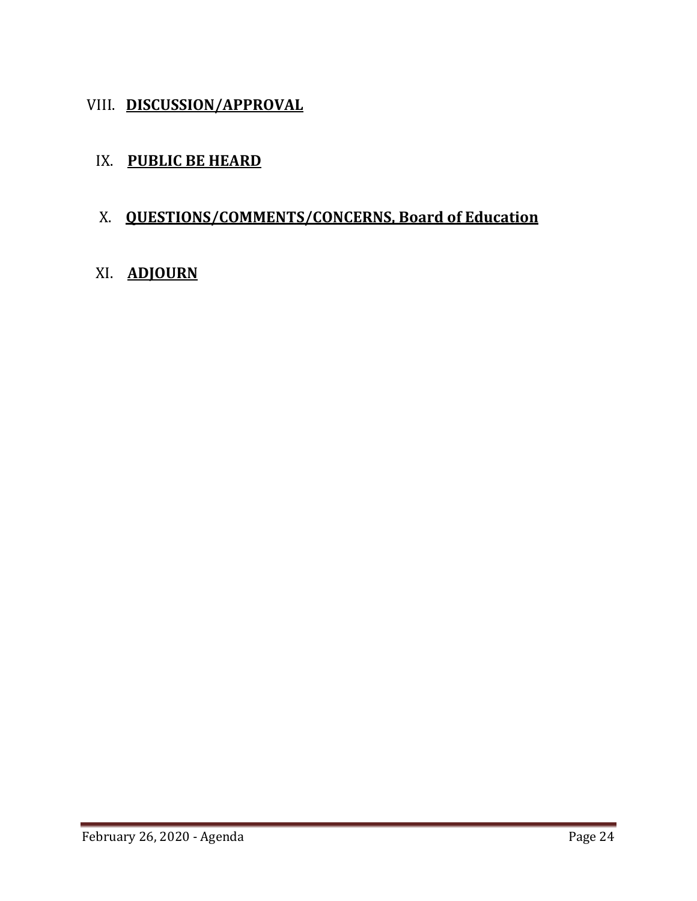VIII. **DISCUSSION/APPROVAL**

IX. **PUBLIC BE HEARD**

X. **QUESTIONS/COMMENTS/CONCERNS, Board of Education**

XI. **ADJOURN**